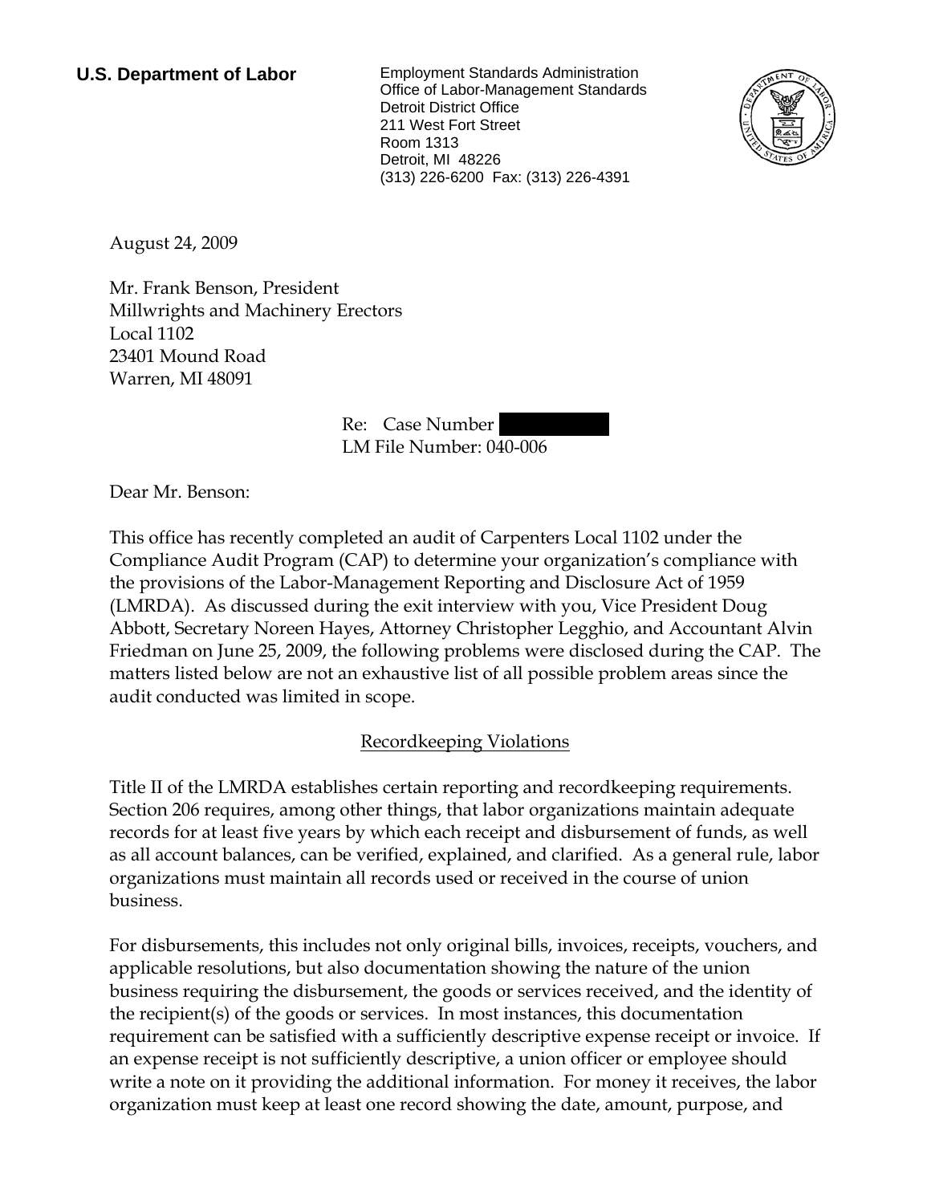**U.S. Department of Labor**

Employment Standards Administration
Office of Labor-Management Standards
Detroit District Office
211 West Fort Street
Room 1313
Detroit, MI 48226
(313) 226-6200 Fax: (313) 226-4391

August 24, 2009

Mr. Frank Benson, President
Millwrights and Machinery Erectors
Local 1102
23401 Mound Road
Warren, MI 48091

Re: Case Number
LM File Number: 040-006

Dear Mr. Benson:

This office has recently completed an audit of Carpenters Local 1102 under the Compliance Audit Program (CAP) to determine your organization's compliance with the provisions of the Labor-Management Reporting and Disclosure Act of 1959 (LMRDA). As discussed during the exit interview with you, Vice President Doug Abbott, Secretary Noreen Hayes, Attorney Christopher Legghio, and Accountant Alvin Friedman on June 25, 2009, the following problems were disclosed during the CAP. The matters listed below are not an exhaustive list of all possible problem areas since the audit conducted was limited in scope.

## Recordkeeping Violations

Title II of the LMRDA establishes certain reporting and recordkeeping requirements. Section 206 requires, among other things, that labor organizations maintain adequate records for at least five years by which each receipt and disbursement of funds, as well as all account balances, can be verified, explained, and clarified. As a general rule, labor organizations must maintain all records used or received in the course of union business.

For disbursements, this includes not only original bills, invoices, receipts, vouchers, and applicable resolutions, but also documentation showing the nature of the union business requiring the disbursement, the goods or services received, and the identity of the recipient(s) of the goods or services. In most instances, this documentation requirement can be satisfied with a sufficiently descriptive expense receipt or invoice. If an expense receipt is not sufficiently descriptive, a union officer or employee should write a note on it providing the additional information. For money it receives, the labor organization must keep at least one record showing the date, amount, purpose, and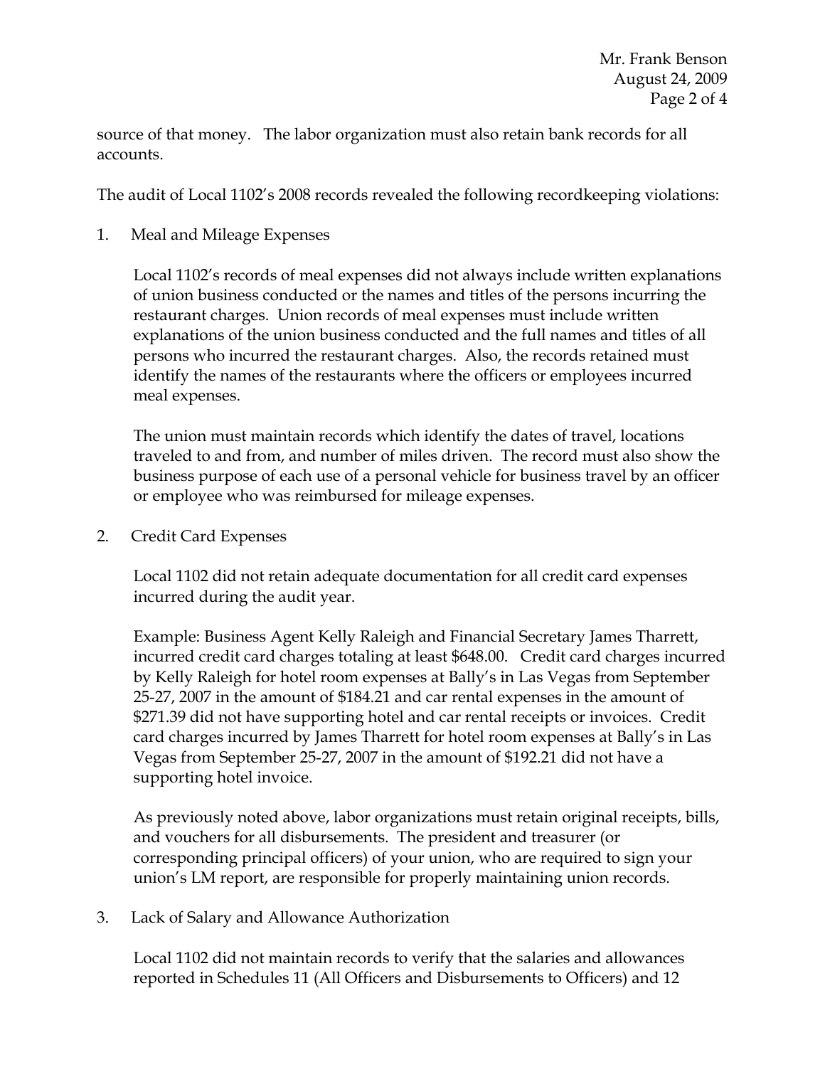source of that money. The labor organization must also retain bank records for all accounts.

The audit of Local 1102's 2008 records revealed the following recordkeeping violations:

1. Meal and Mileage Expenses

   Local 1102's records of meal expenses did not always include written explanations of union business conducted or the names and titles of the persons incurring the restaurant charges. Union records of meal expenses must include written explanations of the union business conducted and the full names and titles of all persons who incurred the restaurant charges. Also, the records retained must identify the names of the restaurants where the officers or employees incurred meal expenses.

   The union must maintain records which identify the dates of travel, locations traveled to and from, and number of miles driven. The record must also show the business purpose of each use of a personal vehicle for business travel by an officer or employee who was reimbursed for mileage expenses.

2. Credit Card Expenses

   Local 1102 did not retain adequate documentation for all credit card expenses incurred during the audit year.

   Example: Business Agent Kelly Raleigh and Financial Secretary James Tharrett, incurred credit card charges totaling at least $648.00. Credit card charges incurred by Kelly Raleigh for hotel room expenses at Bally's in Las Vegas from September 25-27, 2007 in the amount of $184.21 and car rental expenses in the amount of $271.39 did not have supporting hotel and car rental receipts or invoices. Credit card charges incurred by James Tharrett for hotel room expenses at Bally's in Las Vegas from September 25-27, 2007 in the amount of $192.21 did not have a supporting hotel invoice.

   As previously noted above, labor organizations must retain original receipts, bills, and vouchers for all disbursements. The president and treasurer (or corresponding principal officers) of your union, who are required to sign your union's LM report, are responsible for properly maintaining union records.

3. Lack of Salary and Allowance Authorization

   Local 1102 did not maintain records to verify that the salaries and allowances reported in Schedules 11 (All Officers and Disbursements to Officers) and 12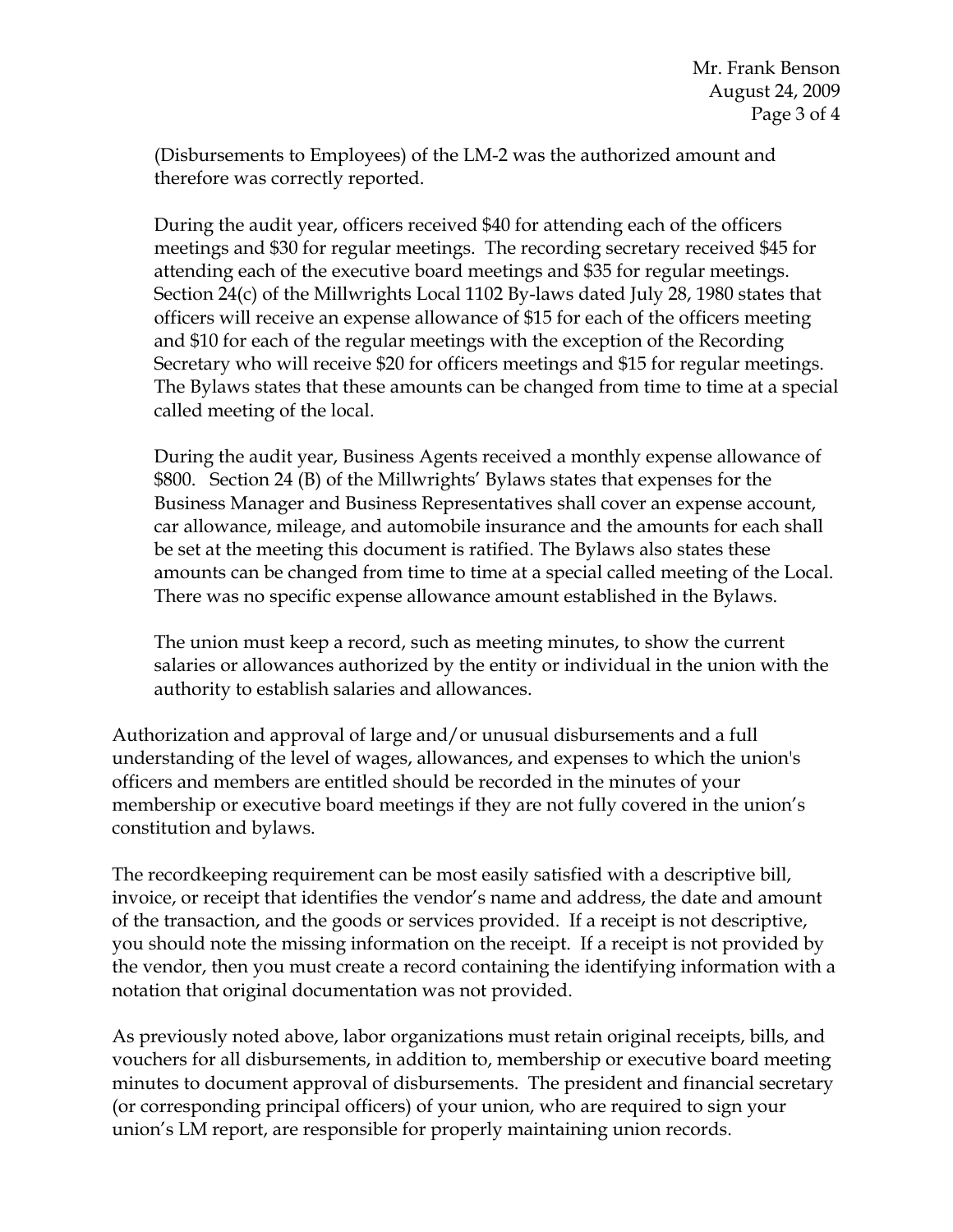(Disbursements to Employees) of the LM-2 was the authorized amount and therefore was correctly reported.

During the audit year, officers received $40 for attending each of the officers meetings and $30 for regular meetings. The recording secretary received $45 for attending each of the executive board meetings and $35 for regular meetings. Section 24(c) of the Millwrights Local 1102 By-laws dated July 28, 1980 states that officers will receive an expense allowance of $15 for each of the officers meeting and $10 for each of the regular meetings with the exception of the Recording Secretary who will receive $20 for officers meetings and $15 for regular meetings. The Bylaws states that these amounts can be changed from time to time at a special called meeting of the local.

During the audit year, Business Agents received a monthly expense allowance of $800. Section 24 (B) of the Millwrights' Bylaws states that expenses for the Business Manager and Business Representatives shall cover an expense account, car allowance, mileage, and automobile insurance and the amounts for each shall be set at the meeting this document is ratified. The Bylaws also states these amounts can be changed from time to time at a special called meeting of the Local. There was no specific expense allowance amount established in the Bylaws.

The union must keep a record, such as meeting minutes, to show the current salaries or allowances authorized by the entity or individual in the union with the authority to establish salaries and allowances.

Authorization and approval of large and/or unusual disbursements and a full understanding of the level of wages, allowances, and expenses to which the union's officers and members are entitled should be recorded in the minutes of your membership or executive board meetings if they are not fully covered in the union's constitution and bylaws.

The recordkeeping requirement can be most easily satisfied with a descriptive bill, invoice, or receipt that identifies the vendor's name and address, the date and amount of the transaction, and the goods or services provided. If a receipt is not descriptive, you should note the missing information on the receipt. If a receipt is not provided by the vendor, then you must create a record containing the identifying information with a notation that original documentation was not provided.

As previously noted above, labor organizations must retain original receipts, bills, and vouchers for all disbursements, in addition to, membership or executive board meeting minutes to document approval of disbursements. The president and financial secretary (or corresponding principal officers) of your union, who are required to sign your union's LM report, are responsible for properly maintaining union records.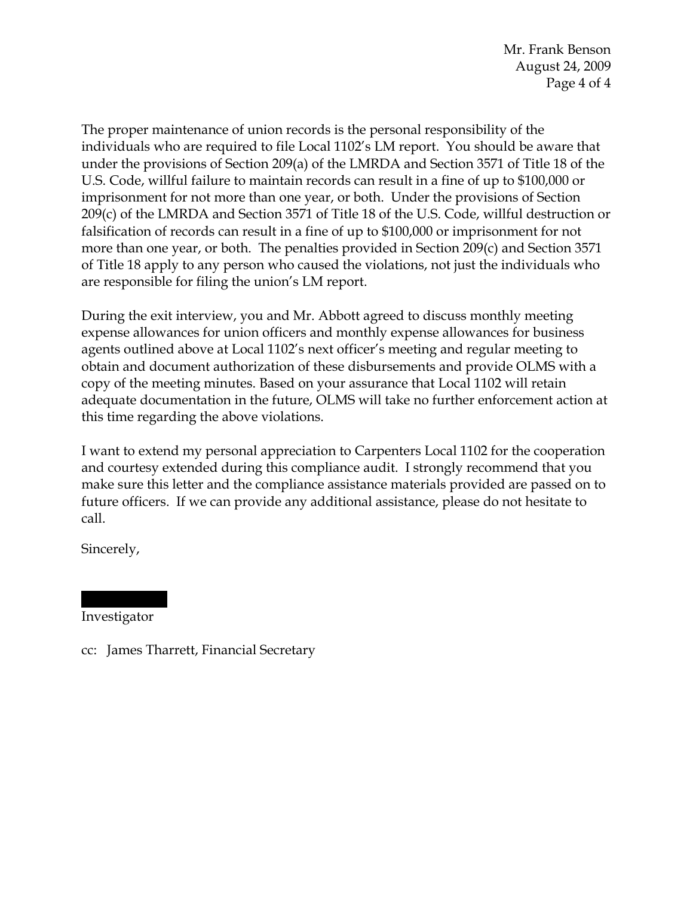The proper maintenance of union records is the personal responsibility of the individuals who are required to file Local 1102's LM report. You should be aware that under the provisions of Section 209(a) of the LMRDA and Section 3571 of Title 18 of the U.S. Code, willful failure to maintain records can result in a fine of up to $100,000 or imprisonment for not more than one year, or both. Under the provisions of Section 209(c) of the LMRDA and Section 3571 of Title 18 of the U.S. Code, willful destruction or falsification of records can result in a fine of up to $100,000 or imprisonment for not more than one year, or both. The penalties provided in Section 209(c) and Section 3571 of Title 18 apply to any person who caused the violations, not just the individuals who are responsible for filing the union's LM report.

During the exit interview, you and Mr. Abbott agreed to discuss monthly meeting expense allowances for union officers and monthly expense allowances for business agents outlined above at Local 1102's next officer's meeting and regular meeting to obtain and document authorization of these disbursements and provide OLMS with a copy of the meeting minutes. Based on your assurance that Local 1102 will retain adequate documentation in the future, OLMS will take no further enforcement action at this time regarding the above violations.

I want to extend my personal appreciation to Carpenters Local 1102 for the cooperation and courtesy extended during this compliance audit. I strongly recommend that you make sure this letter and the compliance assistance materials provided are passed on to future officers. If we can provide any additional assistance, please do not hesitate to call.

Sincerely,

Investigator

cc: James Tharrett, Financial Secretary